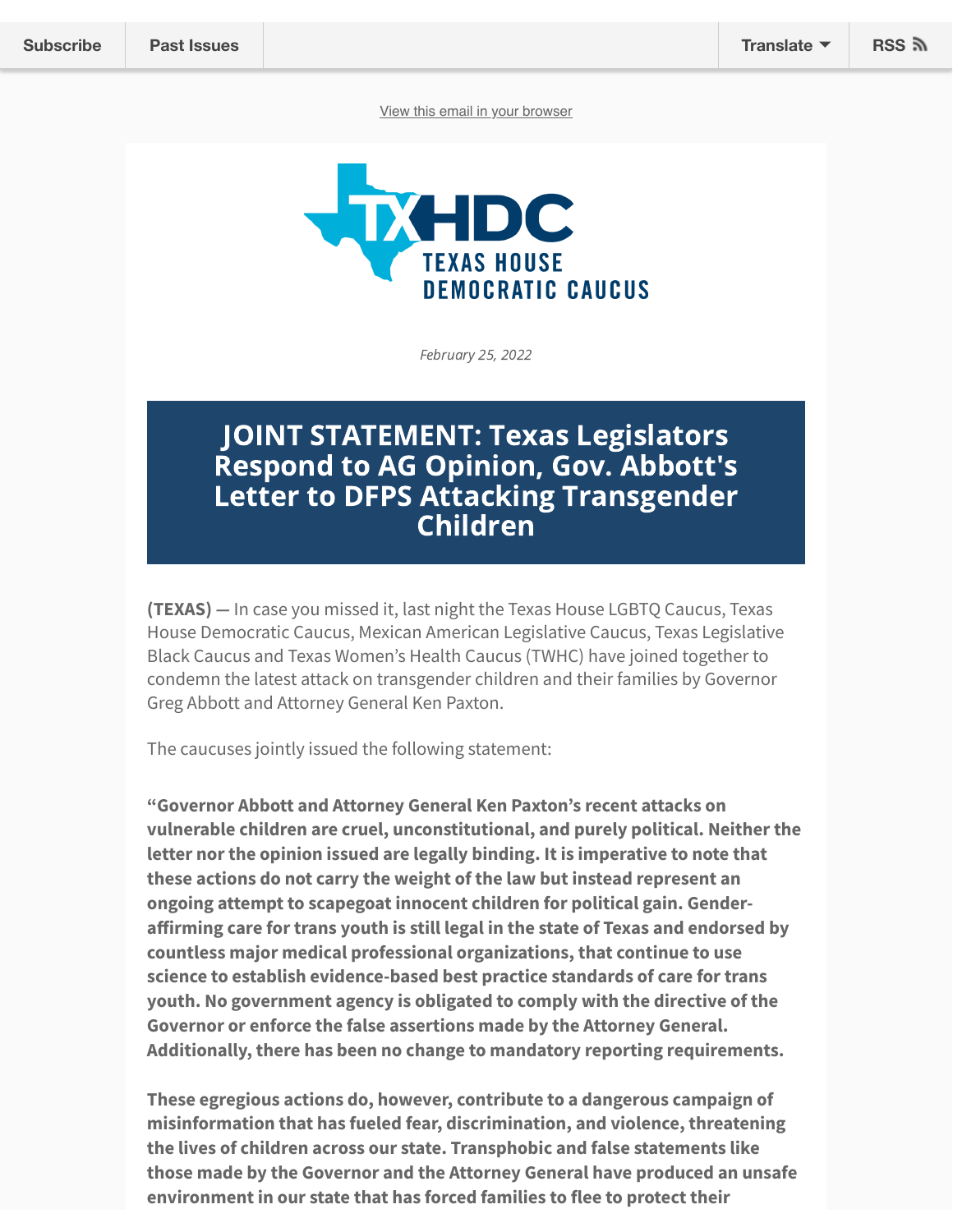Subscribe | Past Issues | Translate | RSS

View this email in your browser

TXHDC
TEXAS HOUSE DEMOCRATIC CAUCUS

*February 25, 2022*

# JOINT STATEMENT: Texas Legislators Respond to AG Opinion, Gov. Abbott's Letter to DFPS Attacking Transgender Children

**(TEXAS) —** In case you missed it, last night the Texas House LGBTQ Caucus, Texas House Democratic Caucus, Mexican American Legislative Caucus, Texas Legislative Black Caucus and Texas Women's Health Caucus (TWHC) have joined together to condemn the latest attack on transgender children and their families by Governor Greg Abbott and Attorney General Ken Paxton.

The caucuses jointly issued the following statement:

**"Governor Abbott and Attorney General Ken Paxton's recent attacks on vulnerable children are cruel, unconstitutional, and purely political. Neither the letter nor the opinion issued are legally binding. It is imperative to note that these actions do not carry the weight of the law but instead represent an ongoing attempt to scapegoat innocent children for political gain. Gender-affirming care for trans youth is still legal in the state of Texas and endorsed by countless major medical professional organizations, that continue to use science to establish evidence-based best practice standards of care for trans youth. No government agency is obligated to comply with the directive of the Governor or enforce the false assertions made by the Attorney General. Additionally, there has been no change to mandatory reporting requirements.**

**These egregious actions do, however, contribute to a dangerous campaign of misinformation that has fueled fear, discrimination, and violence, threatening the lives of children across our state. Transphobic and false statements like those made by the Governor and the Attorney General have produced an unsafe environment in our state that has forced families to flee to protect their**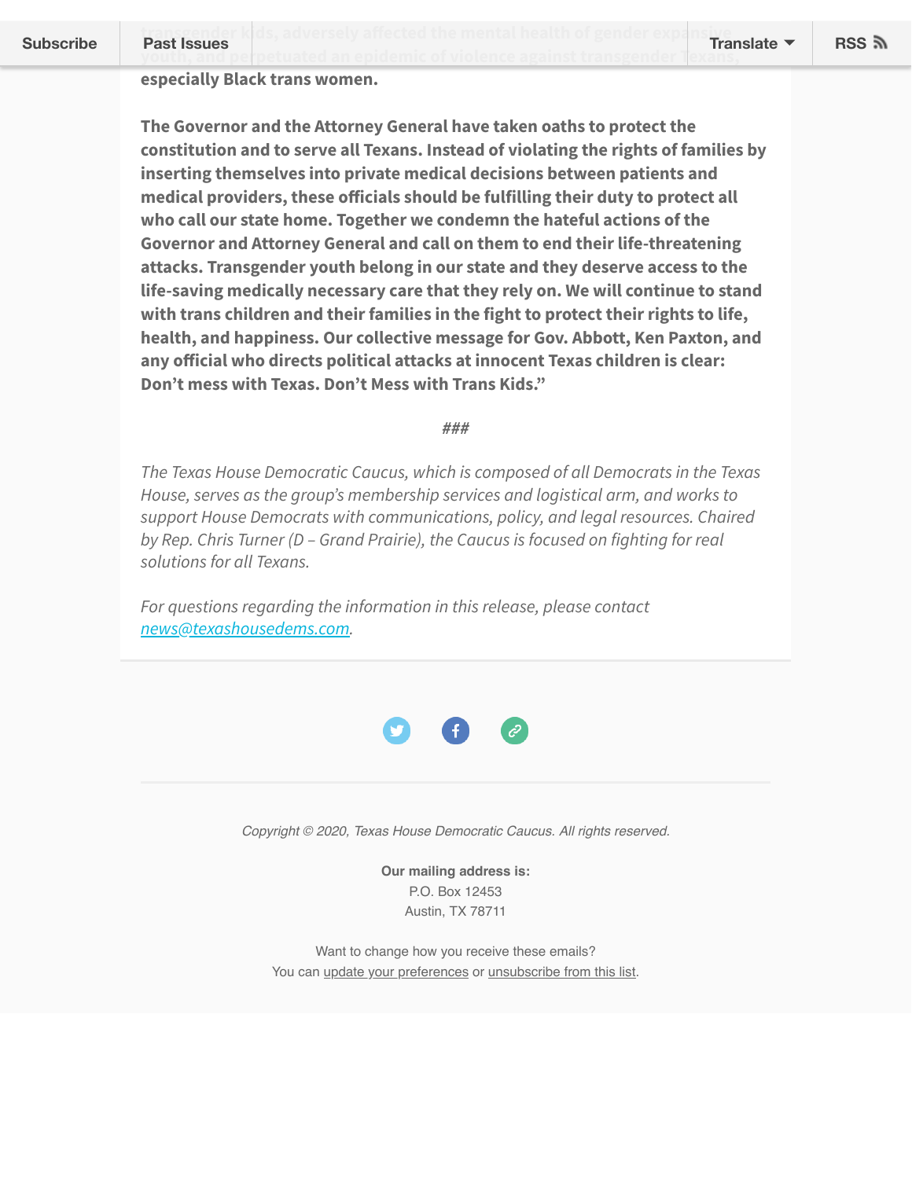transgender kids, adversely affected the mental health of gender expansive youth, and perpetuated an epidemic of violence against transgender Texans, especially Black trans women.

**The Governor and the Attorney General have taken oaths to protect the constitution and to serve all Texans. Instead of violating the rights of families by inserting themselves into private medical decisions between patients and medical providers, these officials should be fulfilling their duty to protect all who call our state home. Together we condemn the hateful actions of the Governor and Attorney General and call on them to end their life-threatening attacks. Transgender youth belong in our state and they deserve access to the life-saving medically necessary care that they rely on. We will continue to stand with trans children and their families in the fight to protect their rights to life, health, and happiness. Our collective message for Gov. Abbott, Ken Paxton, and any official who directs political attacks at innocent Texas children is clear: Don't mess with Texas. Don't Mess with Trans Kids."**

*###*

*The Texas House Democratic Caucus, which is composed of all Democrats in the Texas House, serves as the group's membership services and logistical arm, and works to support House Democrats with communications, policy, and legal resources. Chaired by Rep. Chris Turner (D – Grand Prairie), the Caucus is focused on fighting for real solutions for all Texans.*

*For questions regarding the information in this release, please contact news@texashousedems.com.*

*Copyright © 2020, Texas House Democratic Caucus. All rights reserved.*

**Our mailing address is:**
P.O. Box 12453
Austin, TX 78711

Want to change how you receive these emails?
You can update your preferences or unsubscribe from this list.